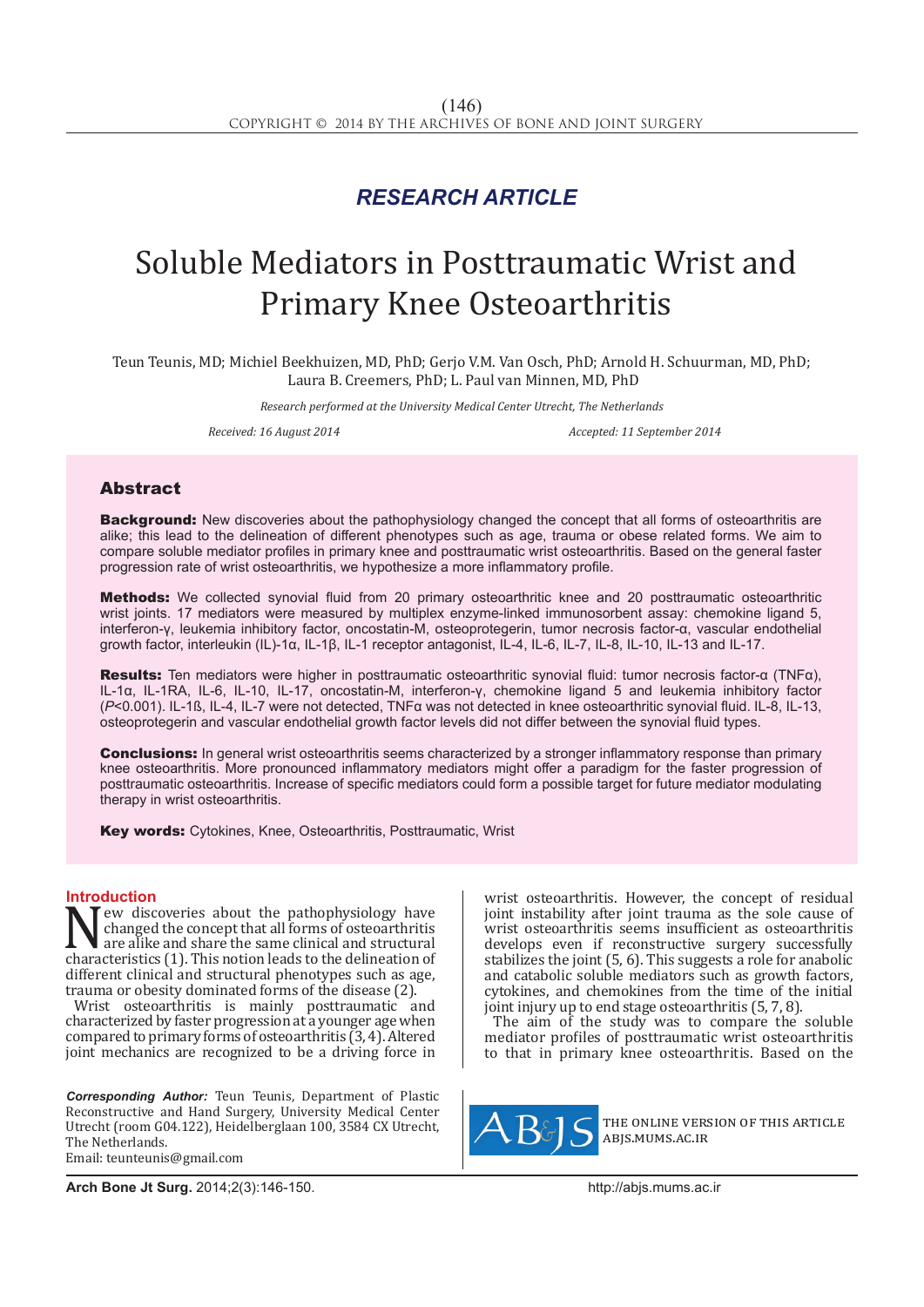RESEARCH ARTICLE

# Soluble Mediators in Posttraumatic Wrist and Primary Knee Osteoarthritis

Teun Teunis, MD; Michiel Beekhuizen, MD, PhD; Gerjo V.M. Van Osch, PhD; Arnold H. Schuurman, MD, PhD; Laura B. Creemers, PhD; L. Paul van Minnen, MD, PhD

*Research performed at the University Medical Center Utrecht, The Netherlands*

*Received: 16 August 2014* *Accepted: 11 September 2014*

## Abstract

**Background:** New discoveries about the pathophysiology changed the concept that all forms of osteoarthritis are alike; this lead to the delineation of different phenotypes such as age, trauma or obese related forms. We aim to compare soluble mediator profiles in primary knee and posttraumatic wrist osteoarthritis. Based on the general faster progression rate of wrist osteoarthritis, we hypothesize a more inflammatory profile.

**Methods:** We collected synovial fluid from 20 primary osteoarthritic knee and 20 posttraumatic osteoarthritic wrist joints. 17 mediators were measured by multiplex enzyme-linked immunosorbent assay: chemokine ligand 5, interferon-γ, leukemia inhibitory factor, oncostatin-M, osteoprotegerin, tumor necrosis factor-α, vascular endothelial growth factor, interleukin (IL)-1α, IL-1β, IL-1 receptor antagonist, IL-4, IL-6, IL-7, IL-8, IL-10, IL-13 and IL-17.

**Results:** Ten mediators were higher in posttraumatic osteoarthritic synovial fluid: tumor necrosis factor-α (TNFα), IL-1α, IL-1RA, IL-6, IL-10, IL-17, oncostatin-M, interferon-γ, chemokine ligand 5 and leukemia inhibitory factor ($P$<0.001). IL-1ß, IL-4, IL-7 were not detected, TNFα was not detected in knee osteoarthritic synovial fluid. IL-8, IL-13, osteoprotegerin and vascular endothelial growth factor levels did not differ between the synovial fluid types.

**Conclusions:** In general wrist osteoarthritis seems characterized by a stronger inflammatory response than primary knee osteoarthritis. More pronounced inflammatory mediators might offer a paradigm for the faster progression of posttraumatic osteoarthritis. Increase of specific mediators could form a possible target for future mediator modulating therapy in wrist osteoarthritis.

**Key words:** Cytokines, Knee, Osteoarthritis, Posttraumatic, Wrist

## Introduction

New discoveries about the pathophysiology have changed the concept that all forms of osteoarthritis are alike and share the same clinical and structural characteristics (1). This notion leads to the delineation of different clinical and structural phenotypes such as age, trauma or obesity dominated forms of the disease (2).

Wrist osteoarthritis is mainly posttraumatic and characterized by faster progression at a younger age when compared to primary forms of osteoarthritis (3, 4). Altered joint mechanics are recognized to be a driving force in wrist osteoarthritis. However, the concept of residual joint instability after joint trauma as the sole cause of wrist osteoarthritis seems insufficient as osteoarthritis develops even if reconstructive surgery successfully stabilizes the joint (5, 6). This suggests a role for anabolic and catabolic soluble mediators such as growth factors, cytokines, and chemokines from the time of the initial joint injury up to end stage osteoarthritis (5, 7, 8).

The aim of the study was to compare the soluble mediator profiles in posttraumatic wrist osteoarthritis to that in primary knee osteoarthritis. Based on the

*Corresponding Author:* Teun Teunis, Department of Plastic Reconstructive and Hand Surgery, University Medical Center Utrecht (room G04.122), Heidelberglaan 100, 3584 CX Utrecht, The Netherlands.
Email: teunteunis@gmail.com

THE ONLINE VERSION OF THIS ARTICLE ABJS.MUMS.AC.IR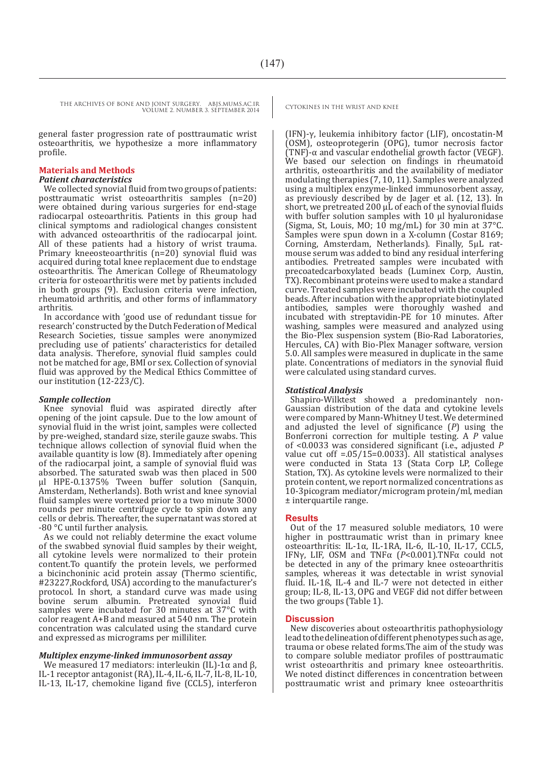general faster progression rate of posttraumatic wrist osteoarthritis, we hypothesize a more inflammatory profile.

## Materials and Methods

### *Patient characteristics*

We collected synovial fluid from two groups of patients: posttraumatic wrist osteoarthritis samples (n=20) were obtained during various surgeries for end-stage radiocarpal osteoarthritis. Patients in this group had clinical symptoms and radiological changes consistent with advanced osteoarthritis of the radiocarpal joint. All of these patients had a history of wrist trauma. Primary kneeosteoarthritis (n=20) synovial fluid was acquired during total knee replacement due to endstage osteoarthritis. The American College of Rheumatology criteria for osteoarthritis were met by patients included in both groups (9). Exclusion criteria were infection, rheumatoid arthritis, and other forms of inflammatory arthritis.

In accordance with 'good use of redundant tissue for research' constructed by the Dutch Federation of Medical Research Societies, tissue samples were anonymized precluding use of patients' characteristics for detailed data analysis. Therefore, synovial fluid samples could not be matched for age, BMI or sex. Collection of synovial fluid was approved by the Medical Ethics Committee of our institution (12-223/C).

### *Sample collection*

Knee synovial fluid was aspirated directly after opening of the joint capsule. Due to the low amount of synovial fluid in the wrist joint, samples were collected by pre-weighed, standard size, sterile gauze swabs. This technique allows collection of synovial fluid when the available quantity is low (8). Immediately after opening of the radiocarpal joint, a sample of synovial fluid was absorbed. The saturated swab was then placed in 500 µl HPE-0.1375% Tween buffer solution (Sanquin, Amsterdam, Netherlands). Both wrist and knee synovial fluid samples were vortexed prior to a two minute 3000 rounds per minute centrifuge cycle to spin down any cells or debris. Thereafter, the supernatant was stored at -80 °C until further analysis.

As we could not reliably determine the exact volume of the swabbed synovial fluid samples by their weight, all cytokine levels were normalized to their protein content.To quantify the protein levels, we performed a bicinchoninic acid protein assay (Thermo scientific, #23227,Rockford, USA) according to the manufacturer's protocol. In short, a standard curve was made using bovine serum albumin. Pretreated synovial fluid samples were incubated for 30 minutes at 37°C with color reagent A+B and measured at 540 nm. The protein concentration was calculated using the standard curve and expressed as micrograms per milliliter.

### *Multiplex enzyme-linked immunosorbent assay*

We measured 17 mediators: interleukin (IL)-1α and β, IL-1 receptor antagonist (RA), IL-4, IL-6, IL-7, IL-8, IL-10, IL-13, IL-17, chemokine ligand five (CCL5), interferon (IFN)-γ, leukemia inhibitory factor (LIF), oncostatin-M (OSM), osteoprotegerin (OPG), tumor necrosis factor (TNF)-α and vascular endothelial growth factor (VEGF). We based our selection on findings in rheumatoid arthritis, osteoarthritis and the availability of mediator modulating therapies (7, 10, 11). Samples were analyzed using a multiplex enzyme-linked immunosorbent assay, as previously described by de Jager et al. (12, 13). In short, we pretreated 200 µL of each of the synovial fluids with buffer solution samples with 10 µl hyaluronidase (Sigma, St, Louis, MO; 10 mg/mL) for 30 min at 37°C. Samples were spun down in a X-column (Costar 8169; Corning, Amsterdam, Netherlands). Finally, 5µL rat-mouse serum was added to bind any residual interfering antibodies. Pretreated samples were incubated with precoatedcarboxylated beads (Luminex Corp, Austin, TX). Recombinant proteins were used to make a standard curve. Treated samples were incubated with the coupled beads. After incubation with the appropriate biotinylated antibodies, samples were thoroughly washed and incubated with streptavidin-PE for 10 minutes. After washing, samples were measured and analyzed using the Bio-Plex suspension system (Bio-Rad Laboratories, Hercules, CA) with Bio-Plex Manager software, version 5.0. All samples were measured in duplicate in the same plate. Concentrations of mediators in the synovial fluid were calculated using standard curves.

### *Statistical Analysis*

Shapiro-Wilktest showed a predominantly non-Gaussian distribution of the data and cytokine levels were compared by Mann-Whitney U test. We determined and adjusted the level of significance (*P*) using the Bonferroni correction for multiple testing. A *P* value of <0.0033 was considered significant (i.e., adjusted *P* value cut off =.05/15=0.0033). All statistical analyses were conducted in Stata 13 (Stata Corp LP, College Station, TX). As cytokine levels were normalized to their protein content, we report normalized concentrations as $10^{-3}$picogram mediator/microgram protein/ml, median ± interquartile range.

## Results

Out of the 17 measured soluble mediators, 10 were higher in posttraumatic wrist than in primary knee osteoarthritis: IL-1α, IL-1RA, IL-6, IL-10, IL-17, CCL5, IFNγ, LIF, OSM and TNFα (*P*<0.001).TNFα could not be detected in any of the primary knee osteoarthritis samples, whereas it was detectable in wrist synovial fluid. IL-1ß, IL-4 and IL-7 were not detected in either group; IL-8, IL-13, OPG and VEGF did not differ between the two groups (Table 1).

## Discussion

New discoveries about osteoarthritis pathophysiology lead to the delineation of different phenotypes such as age, trauma or obese related forms.The aim of the study was to compare soluble mediator profiles of posttraumatic wrist osteoarthritis and primary knee osteoarthritis. We noted distinct differences in concentration between posttraumatic wrist and primary knee osteoarthritis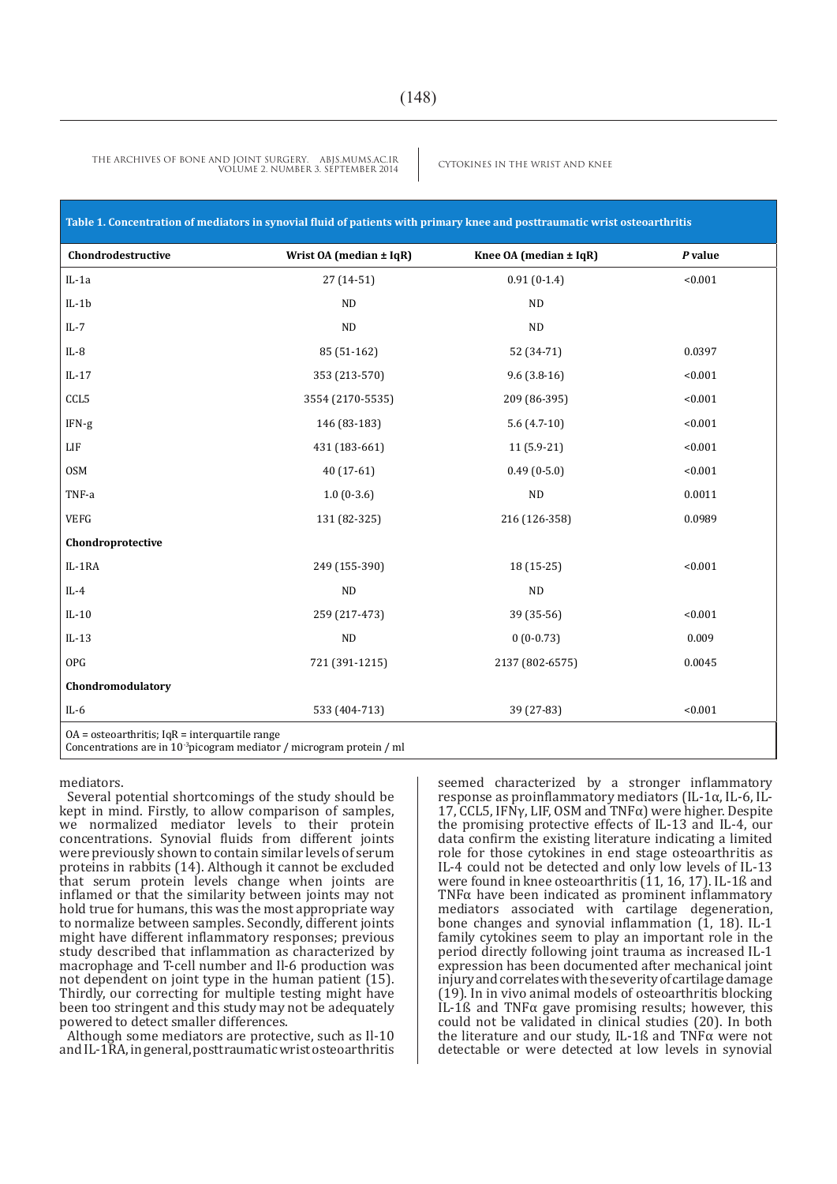**Table 1. Concentration of mediators in synovial fluid of patients with primary knee and posttraumatic wrist osteoarthritis**

| Chondrodestructive | Wrist OA (median ± IqR) | Knee OA (median ± IqR) | *P* value |
|---|---|---|---|
| IL-1a | 27 (14-51) | 0.91 (0-1.4) | <0.001 |
| IL-1b | ND | ND | |
| IL-7 | ND | ND | |
| IL-8 | 85 (51-162) | 52 (34-71) | 0.0397 |
| IL-17 | 353 (213-570) | 9.6 (3.8-16) | <0.001 |
| CCL5 | 3554 (2170-5535) | 209 (86-395) | <0.001 |
| IFN-g | 146 (83-183) | 5.6 (4.7-10) | <0.001 |
| LIF | 431 (183-661) | 11 (5.9-21) | <0.001 |
| OSM | 40 (17-61) | 0.49 (0-5.0) | <0.001 |
| TNF-a | 1.0 (0-3.6) | ND | 0.0011 |
| VEFG | 131 (82-325) | 216 (126-358) | 0.0989 |
| **Chondroprotective** | | | |
| IL-1RA | 249 (155-390) | 18 (15-25) | <0.001 |
| IL-4 | ND | ND | |
| IL-10 | 259 (217-473) | 39 (35-56) | <0.001 |
| IL-13 | ND | 0 (0-0.73) | 0.009 |
| OPG | 721 (391-1215) | 2137 (802-6575) | 0.0045 |
| **Chondromodulatory** | | | |
| IL-6 | 533 (404-713) | 39 (27-83) | <0.001 |

OA = osteoarthritis; IqR = interquartile range
Concentrations are in $10^{-3}$picogram mediator / microgram protein / ml

mediators.

Several potential shortcomings of the study should be kept in mind. Firstly, to allow comparison of samples, we normalized mediator levels to their protein concentrations. Synovial fluids from different joints were previously shown to contain similar levels of serum proteins in rabbits (14). Although it cannot be excluded that serum protein levels change when joints are inflamed or that the similarity between joints may not hold true for humans, this was the most appropriate way to normalize between samples. Secondly, different joints might have different inflammatory responses; previous study described that inflammation as characterized by macrophage and T-cell number and Il-6 production was not dependent on joint type in the human patient (15). Thirdly, our correcting for multiple testing might have been too stringent and this study may not be adequately powered to detect smaller differences.

Although some mediators are protective, such as Il-10 and IL-1RA, in general, posttraumatic wrist osteoarthritis seemed characterized by a stronger inflammatory response as proinflammatory mediators (IL-1α, IL-6, IL-17, CCL5, IFNγ, LIF, OSM and TNFα) were higher. Despite the promising protective effects of IL-13 and IL-4, our data confirm the existing literature indicating a limited role for those cytokines in end stage osteoarthritis as IL-4 could not be detected and only low levels of IL-13 were found in knee osteoarthritis (11, 16, 17). IL-1ß and TNFα have been indicated as prominent inflammatory mediators associated with cartilage degeneration, bone changes and synovial inflammation (1, 18). IL-1 family cytokines seem to play an important role in the period directly following joint trauma as increased IL-1 expression has been documented after mechanical joint injury and correlates with the severity of cartilage damage (19). In in vivo animal models of osteoarthritis blocking IL-1ß and TNFα gave promising results; however, this could not be validated in clinical studies (20). In both the literature and our study, IL-1ß and TNFα were not detectable or were detected at low levels in synovial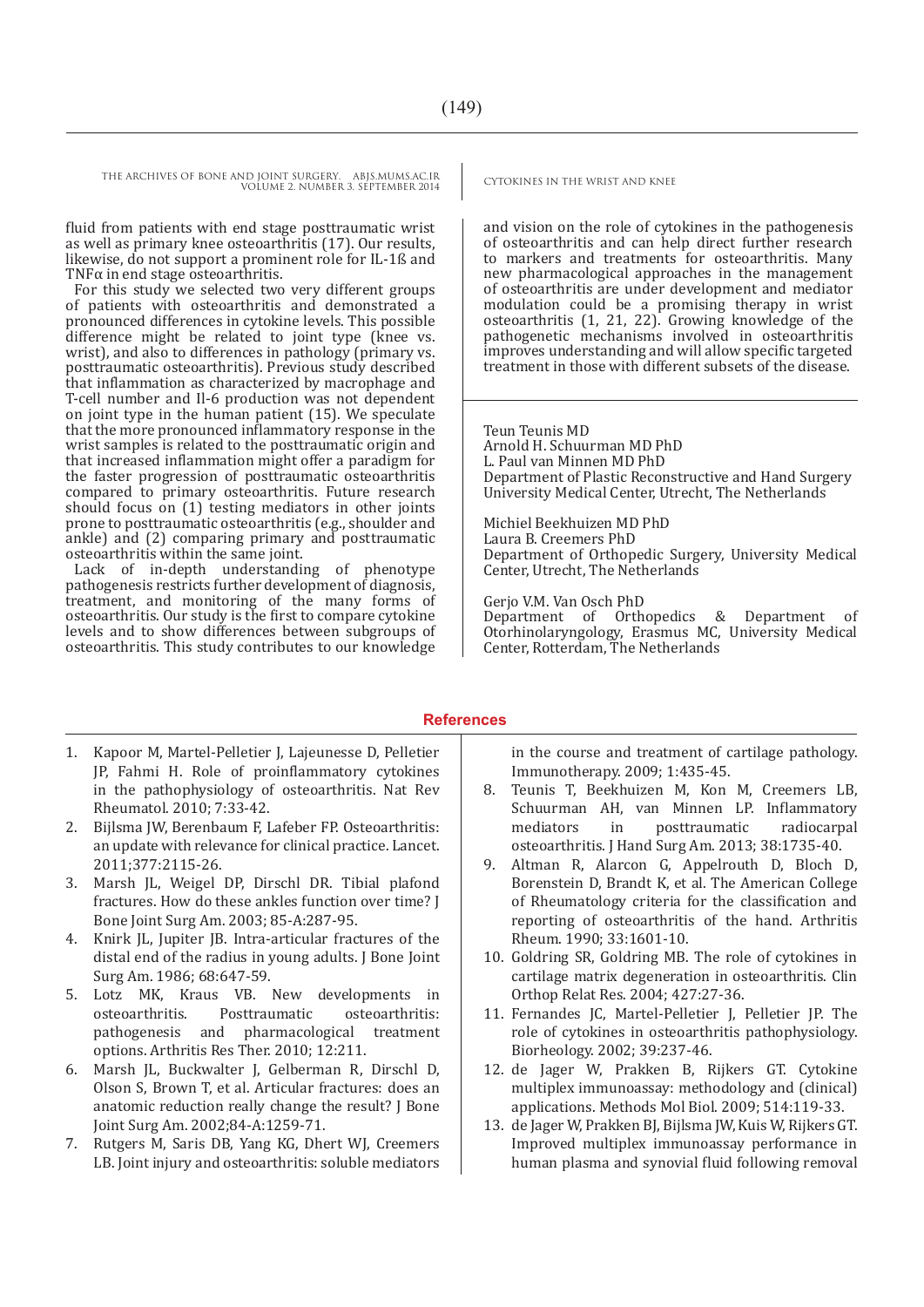fluid from patients with end stage posttraumatic wrist as well as primary knee osteoarthritis (17). Our results, likewise, do not support a prominent role for IL-1ß and TNFα in end stage osteoarthritis.

For this study we selected two very different groups of patients with osteoarthritis and demonstrated a pronounced differences in cytokine levels. This possible difference might be related to joint type (knee vs. wrist), and also to differences in pathology (primary vs. posttraumatic osteoarthritis). Previous study described that inflammation as characterized by macrophage and T-cell number and Il-6 production was not dependent on joint type in the human patient (15). We speculate that the more pronounced inflammatory response in the wrist samples is related to the posttraumatic origin and that increased inflammation might offer a paradigm for the faster progression of posttraumatic osteoarthritis compared to primary osteoarthritis. Future research should focus on (1) testing mediators in other joints prone to posttraumatic osteoarthritis (e.g., shoulder and ankle) and (2) comparing primary and posttraumatic osteoarthritis within the same joint.

Lack of in-depth understanding of phenotype pathogenesis restricts further development of diagnosis, treatment, and monitoring of the many forms of osteoarthritis. Our study is the first to compare cytokine levels and to show differences between subgroups of osteoarthritis. This study contributes to our knowledge and vision on the role of cytokines in the pathogenesis of osteoarthritis and can help direct further research to markers and treatments for osteoarthritis. Many new pharmacological approaches in the management of osteoarthritis are under development and mediator modulation could be a promising therapy in wrist osteoarthritis (1, 21, 22). Growing knowledge of the pathogenetic mechanisms involved in osteoarthritis improves understanding and will allow specific targeted treatment in those with different subsets of the disease.

Teun Teunis MD
Arnold H. Schuurman MD PhD
L. Paul van Minnen MD PhD
Department of Plastic Reconstructive and Hand Surgery University Medical Center, Utrecht, The Netherlands

Michiel Beekhuizen MD PhD
Laura B. Creemers PhD
Department of Orthopedic Surgery, University Medical Center, Utrecht, The Netherlands

Gerjo V.M. Van Osch PhD
Department of Orthopedics & Department of Otorhinolaryngology, Erasmus MC, University Medical Center, Rotterdam, The Netherlands

## References

1. Kapoor M, Martel-Pelletier J, Lajeunesse D, Pelletier JP, Fahmi H. Role of proinflammatory cytokines in the pathophysiology of osteoarthritis. Nat Rev Rheumatol. 2010; 7:33-42.
2. Bijlsma JW, Berenbaum F, Lafeber FP. Osteoarthritis: an update with relevance for clinical practice. Lancet. 2011;377:2115-26.
3. Marsh JL, Weigel DP, Dirschl DR. Tibial plafond fractures. How do these ankles function over time? J Bone Joint Surg Am. 2003; 85-A:287-95.
4. Knirk JL, Jupiter JB. Intra-articular fractures of the distal end of the radius in young adults. J Bone Joint Surg Am. 1986; 68:647-59.
5. Lotz MK, Kraus VB. New developments in osteoarthritis. Posttraumatic osteoarthritis: pathogenesis and pharmacological treatment options. Arthritis Res Ther. 2010; 12:211.
6. Marsh JL, Buckwalter J, Gelberman R, Dirschl D, Olson S, Brown T, et al. Articular fractures: does an anatomic reduction really change the result? J Bone Joint Surg Am. 2002;84-A:1259-71.
7. Rutgers M, Saris DB, Yang KG, Dhert WJ, Creemers LB. Joint injury and osteoarthritis: soluble mediators in the course and treatment of cartilage pathology. Immunotherapy. 2009; 1:435-45.
8. Teunis T, Beekhuizen M, Kon M, Creemers LB, Schuurman AH, van Minnen LP. Inflammatory mediators in posttraumatic radiocarpal osteoarthritis. J Hand Surg Am. 2013; 38:1735-40.
9. Altman R, Alarcon G, Appelrouth D, Bloch D, Borenstein D, Brandt K, et al. The American College of Rheumatology criteria for the classification and reporting of osteoarthritis of the hand. Arthritis Rheum. 1990; 33:1601-10.
10. Goldring SR, Goldring MB. The role of cytokines in cartilage matrix degeneration in osteoarthritis. Clin Orthop Relat Res. 2004; 427:27-36.
11. Fernandes JC, Martel-Pelletier J, Pelletier JP. The role of cytokines in osteoarthritis pathophysiology. Biorheology. 2002; 39:237-46.
12. de Jager W, Prakken B, Rijkers GT. Cytokine multiplex immunoassay: methodology and (clinical) applications. Methods Mol Biol. 2009; 514:119-33.
13. de Jager W, Prakken BJ, Bijlsma JW, Kuis W, Rijkers GT. Improved multiplex immunoassay performance in human plasma and synovial fluid following removal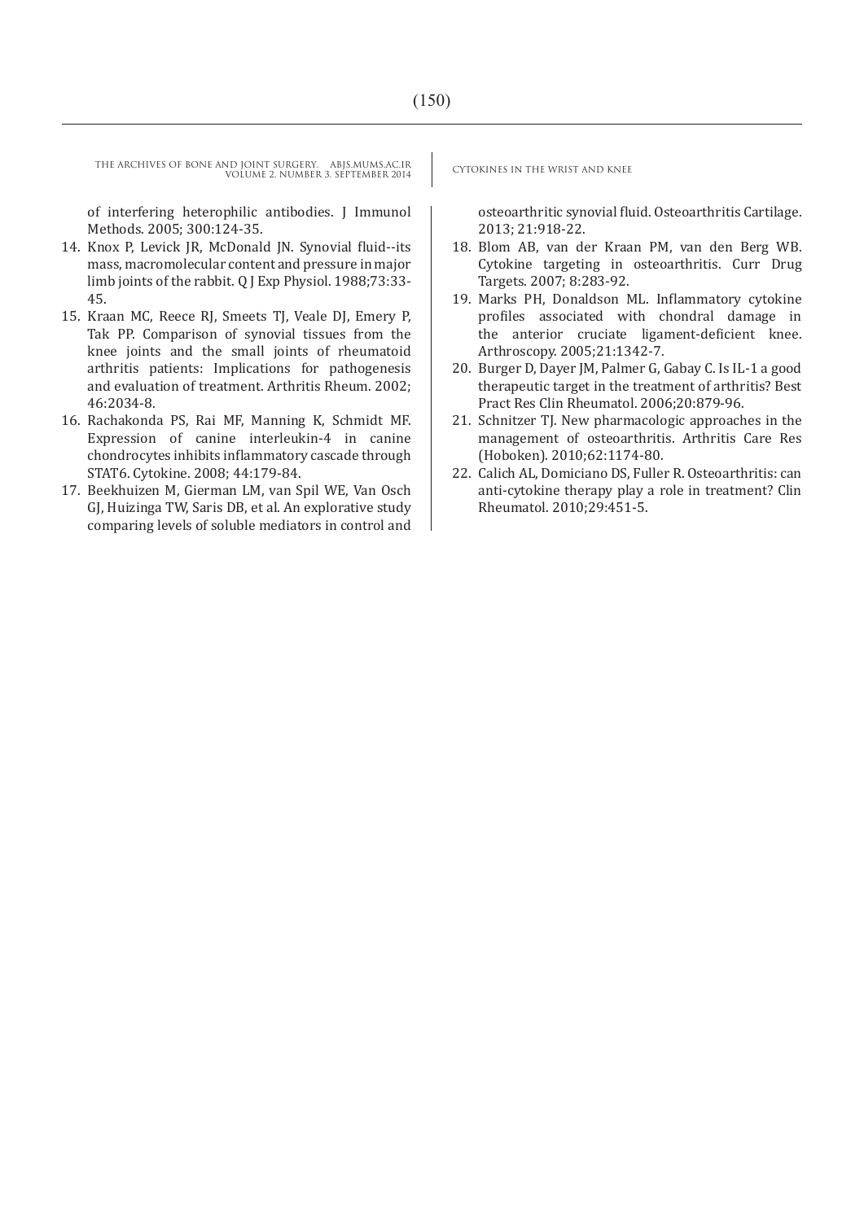of interfering heterophilic antibodies. J Immunol Methods. 2005; 300:124-35.

14. Knox P, Levick JR, McDonald JN. Synovial fluid--its mass, macromolecular content and pressure in major limb joints of the rabbit. Q J Exp Physiol. 1988;73:33-45.
15. Kraan MC, Reece RJ, Smeets TJ, Veale DJ, Emery P, Tak PP. Comparison of synovial tissues from the knee joints and the small joints of rheumatoid arthritis patients: Implications for pathogenesis and evaluation of treatment. Arthritis Rheum. 2002; 46:2034-8.
16. Rachakonda PS, Rai MF, Manning K, Schmidt MF. Expression of canine interleukin-4 in canine chondrocytes inhibits inflammatory cascade through STAT6. Cytokine. 2008; 44:179-84.
17. Beekhuizen M, Gierman LM, van Spil WE, Van Osch GJ, Huizinga TW, Saris DB, et al. An explorative study comparing levels of soluble mediators in control and osteoarthritic synovial fluid. Osteoarthritis Cartilage. 2013; 21:918-22.
18. Blom AB, van der Kraan PM, van den Berg WB. Cytokine targeting in osteoarthritis. Curr Drug Targets. 2007; 8:283-92.
19. Marks PH, Donaldson ML. Inflammatory cytokine profiles associated with chondral damage in the anterior cruciate ligament-deficient knee. Arthroscopy. 2005;21:1342-7.
20. Burger D, Dayer JM, Palmer G, Gabay C. Is IL-1 a good therapeutic target in the treatment of arthritis? Best Pract Res Clin Rheumatol. 2006;20:879-96.
21. Schnitzer TJ. New pharmacologic approaches in the management of osteoarthritis. Arthritis Care Res (Hoboken). 2010;62:1174-80.
22. Calich AL, Domiciano DS, Fuller R. Osteoarthritis: can anti-cytokine therapy play a role in treatment? Clin Rheumatol. 2010;29:451-5.